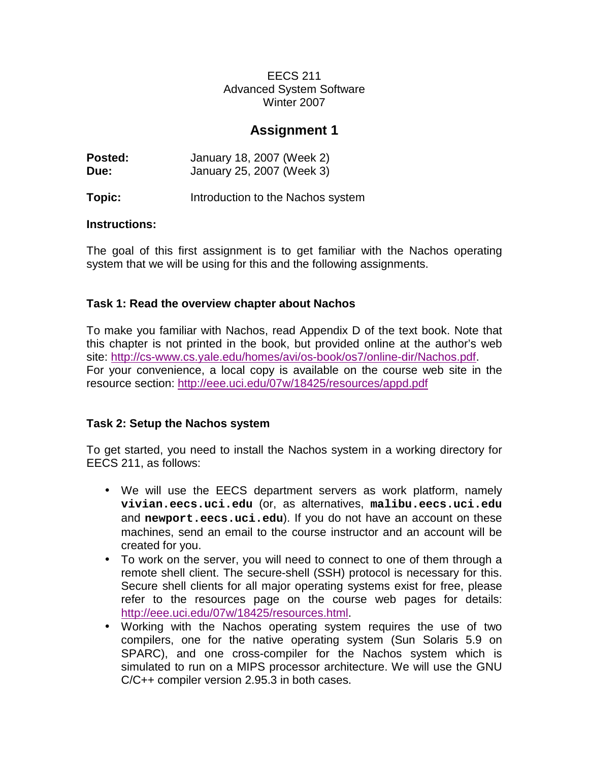EECS 211
Advanced System Software
Winter 2007

# Assignment 1

**Posted:** January 18, 2007 (Week 2)
**Due:** January 25, 2007 (Week 3)

**Topic:** Introduction to the Nachos system

**Instructions:**

The goal of this first assignment is to get familiar with the Nachos operating system that we will be using for this and the following assignments.

### Task 1: Read the overview chapter about Nachos

To make you familiar with Nachos, read Appendix D of the text book. Note that this chapter is not printed in the book, but provided online at the author's web site: http://cs-www.cs.yale.edu/homes/avi/os-book/os7/online-dir/Nachos.pdf.
For your convenience, a local copy is available on the course web site in the resource section: http://eee.uci.edu/07w/18425/resources/appd.pdf

### Task 2: Setup the Nachos system

To get started, you need to install the Nachos system in a working directory for EECS 211, as follows:

- We will use the EECS department servers as work platform, namely **`vivian.eecs.uci.edu`** (or, as alternatives, **`malibu.eecs.uci.edu`** and **`newport.eecs.uci.edu`**). If you do not have an account on these machines, send an email to the course instructor and an account will be created for you.
- To work on the server, you will need to connect to one of them through a remote shell client. The secure-shell (SSH) protocol is necessary for this. Secure shell clients for all major operating systems exist for free, please refer to the resources page on the course web pages for details: http://eee.uci.edu/07w/18425/resources.html.
- Working with the Nachos operating system requires the use of two compilers, one for the native operating system (Sun Solaris 5.9 on SPARC), and one cross-compiler for the Nachos system which is simulated to run on a MIPS processor architecture. We will use the GNU C/C++ compiler version 2.95.3 in both cases.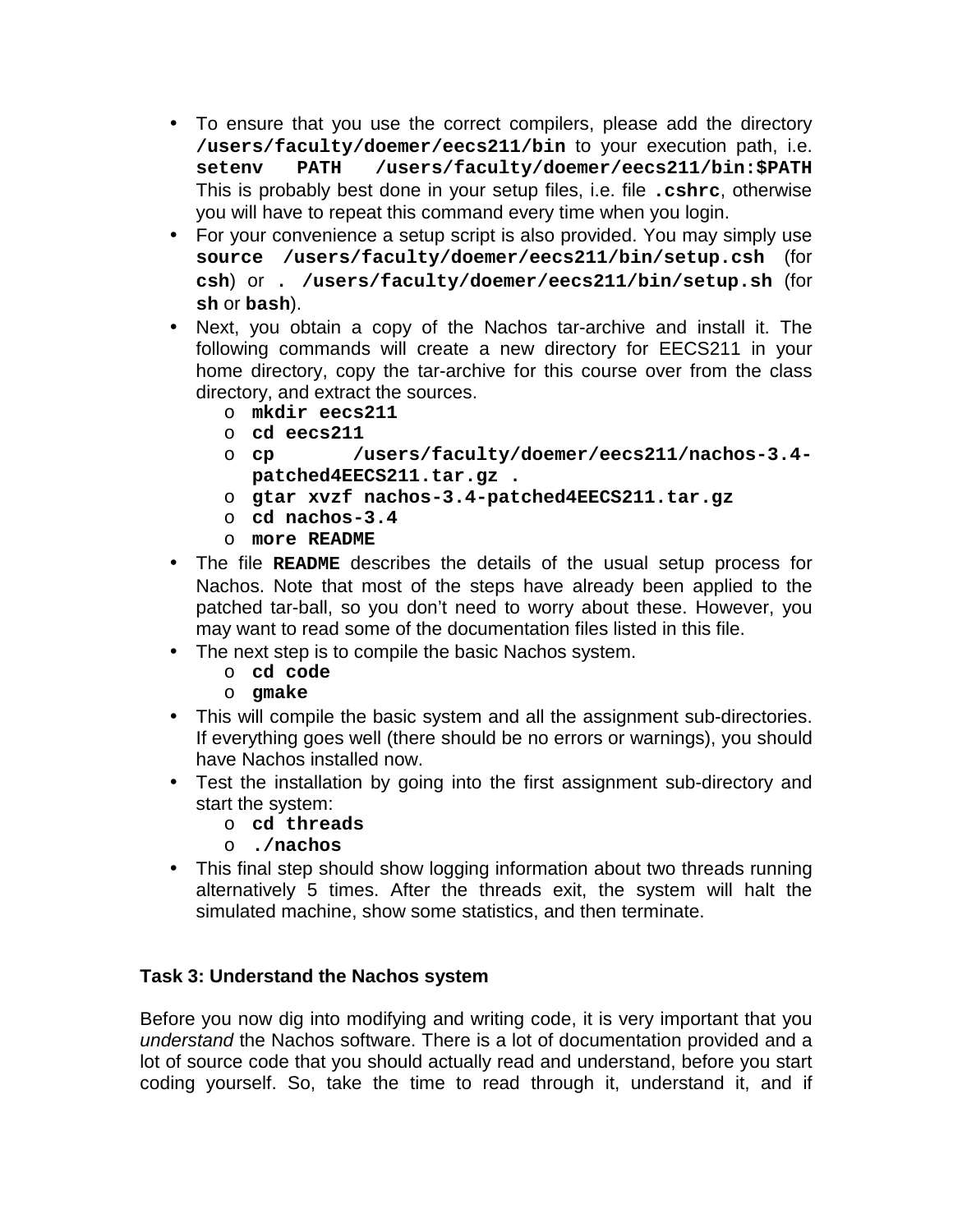- To ensure that you use the correct compilers, please add the directory **/users/faculty/doemer/eecs211/bin** to your execution path, i.e. **setenv PATH /users/faculty/doemer/eecs211/bin:$PATH** This is probably best done in your setup files, i.e. file **.cshrc**, otherwise you will have to repeat this command every time when you login.
- For your convenience a setup script is also provided. You may simply use **source /users/faculty/doemer/eecs211/bin/setup.csh** (for **csh**) or **. /users/faculty/doemer/eecs211/bin/setup.sh** (for **sh** or **bash**).
- Next, you obtain a copy of the Nachos tar-archive and install it. The following commands will create a new directory for EECS211 in your home directory, copy the tar-archive for this course over from the class directory, and extract the sources.
  - **mkdir eecs211**
  - **cd eecs211**
  - **cp /users/faculty/doemer/eecs211/nachos-3.4-patched4EECS211.tar.gz .**
  - **gtar xvzf nachos-3.4-patched4EECS211.tar.gz**
  - **cd nachos-3.4**
  - **more README**
- The file **README** describes the details of the usual setup process for Nachos. Note that most of the steps have already been applied to the patched tar-ball, so you don't need to worry about these. However, you may want to read some of the documentation files listed in this file.
- The next step is to compile the basic Nachos system.
  - **cd code**
  - **gmake**
- This will compile the basic system and all the assignment sub-directories. If everything goes well (there should be no errors or warnings), you should have Nachos installed now.
- Test the installation by going into the first assignment sub-directory and start the system:
  - **cd threads**
  - **./nachos**
- This final step should show logging information about two threads running alternatively 5 times. After the threads exit, the system will halt the simulated machine, show some statistics, and then terminate.

**Task 3: Understand the Nachos system**

Before you now dig into modifying and writing code, it is very important that you *understand* the Nachos software. There is a lot of documentation provided and a lot of source code that you should actually read and understand, before you start coding yourself. So, take the time to read through it, understand it, and if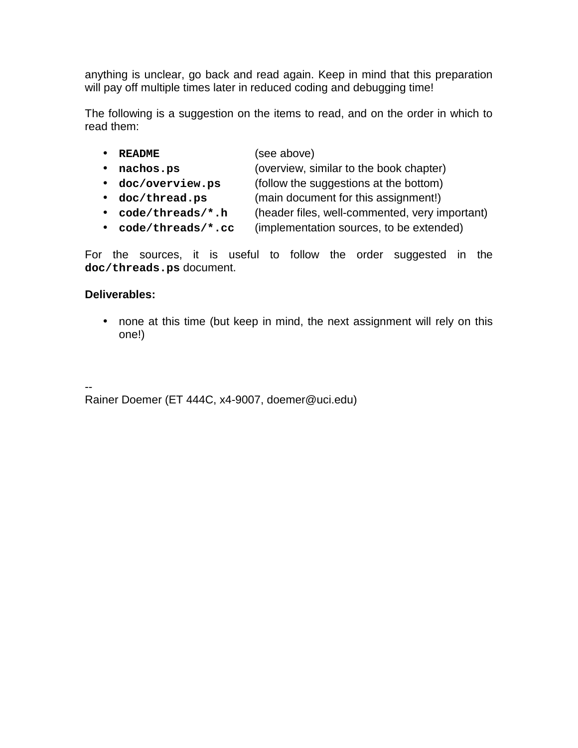anything is unclear, go back and read again. Keep in mind that this preparation will pay off multiple times later in reduced coding and debugging time!

The following is a suggestion on the items to read, and on the order in which to read them:

- **`README`** (see above)
- **`nachos.ps`** (overview, similar to the book chapter)
- **`doc/overview.ps`** (follow the suggestions at the bottom)
- **`doc/thread.ps`** (main document for this assignment!)
- **`code/threads/*.h`** (header files, well-commented, very important)
- **`code/threads/*.cc`** (implementation sources, to be extended)

For the sources, it is useful to follow the order suggested in the **`doc/threads.ps`** document.

**Deliverables:**

- none at this time (but keep in mind, the next assignment will rely on this one!)

--
Rainer Doemer (ET 444C, x4-9007, doemer@uci.edu)